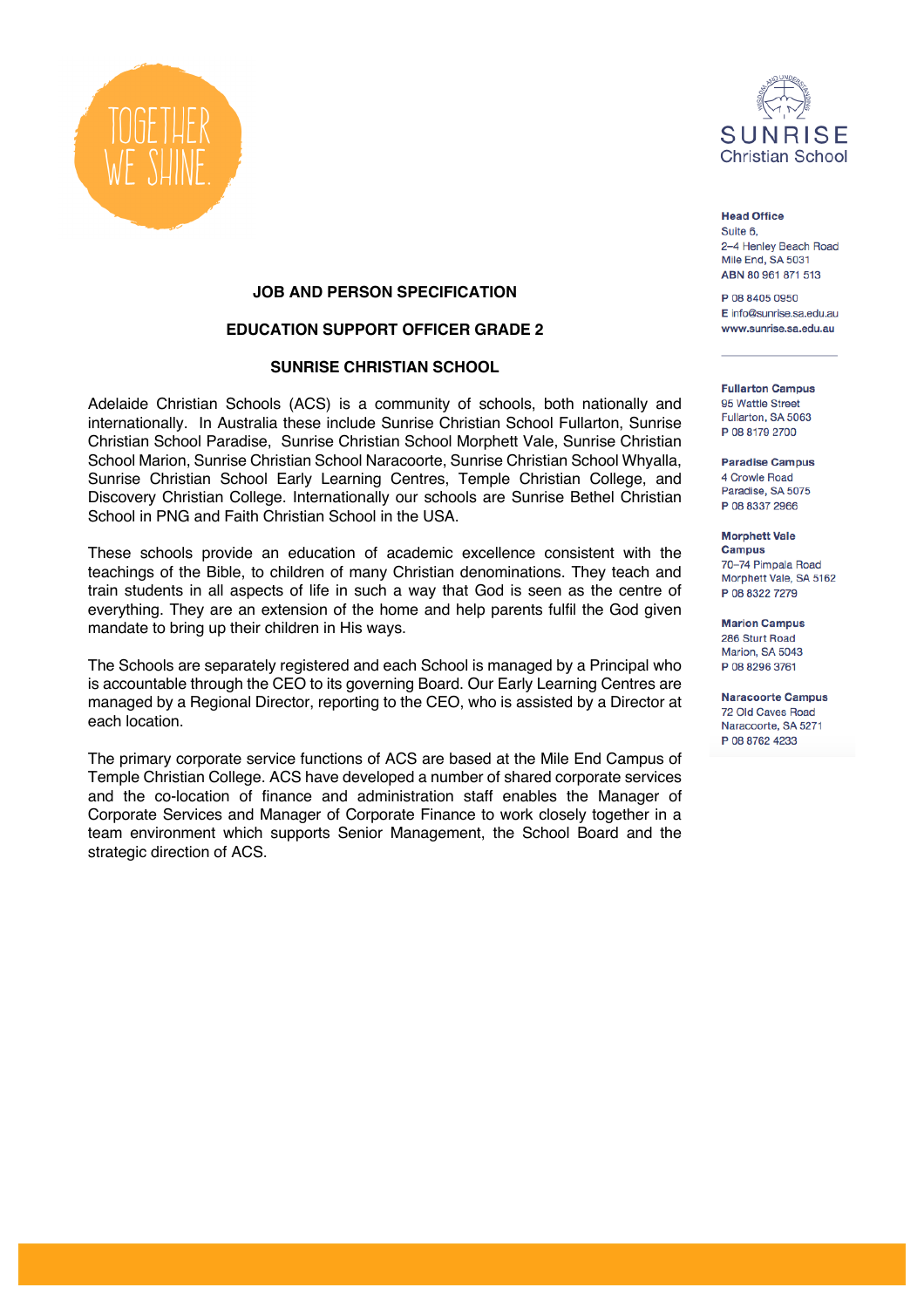TOGETHER WE SHINE.

SUNRISE Christian School

**Head Office**
Suite 6,
2–4 Henley Beach Road
Mile End, SA 5031
ABN 80 961 871 513

P 08 8405 0950
E info@sunrise.sa.edu.au
www.sunrise.sa.edu.au

**Fullarton Campus**
95 Wattle Street
Fullarton, SA 5063
P 08 8179 2700

**Paradise Campus**
4 Crowle Road
Paradise, SA 5075
P 08 8337 2966

**Morphett Vale Campus**
70–74 Pimpala Road
Morphett Vale, SA 5162
P 08 8322 7279

**Marion Campus**
286 Sturt Road
Marion, SA 5043
P 08 8296 3761

**Naracoorte Campus**
72 Old Caves Road
Naracoorte, SA 5271
P 08 8762 4233

# JOB AND PERSON SPECIFICATION

## EDUCATION SUPPORT OFFICER GRADE 2

## SUNRISE CHRISTIAN SCHOOL

Adelaide Christian Schools (ACS) is a community of schools, both nationally and internationally. In Australia these include Sunrise Christian School Fullarton, Sunrise Christian School Paradise, Sunrise Christian School Morphett Vale, Sunrise Christian School Marion, Sunrise Christian School Naracoorte, Sunrise Christian School Whyalla, Sunrise Christian School Early Learning Centres, Temple Christian College, and Discovery Christian College. Internationally our schools are Sunrise Bethel Christian School in PNG and Faith Christian School in the USA.

These schools provide an education of academic excellence consistent with the teachings of the Bible, to children of many Christian denominations. They teach and train students in all aspects of life in such a way that God is seen as the centre of everything. They are an extension of the home and help parents fulfil the God given mandate to bring up their children in His ways.

The Schools are separately registered and each School is managed by a Principal who is accountable through the CEO to its governing Board. Our Early Learning Centres are managed by a Regional Director, reporting to the CEO, who is assisted by a Director at each location.

The primary corporate service functions of ACS are based at the Mile End Campus of Temple Christian College. ACS have developed a number of shared corporate services and the co-location of finance and administration staff enables the Manager of Corporate Services and Manager of Corporate Finance to work closely together in a team environment which supports Senior Management, the School Board and the strategic direction of ACS.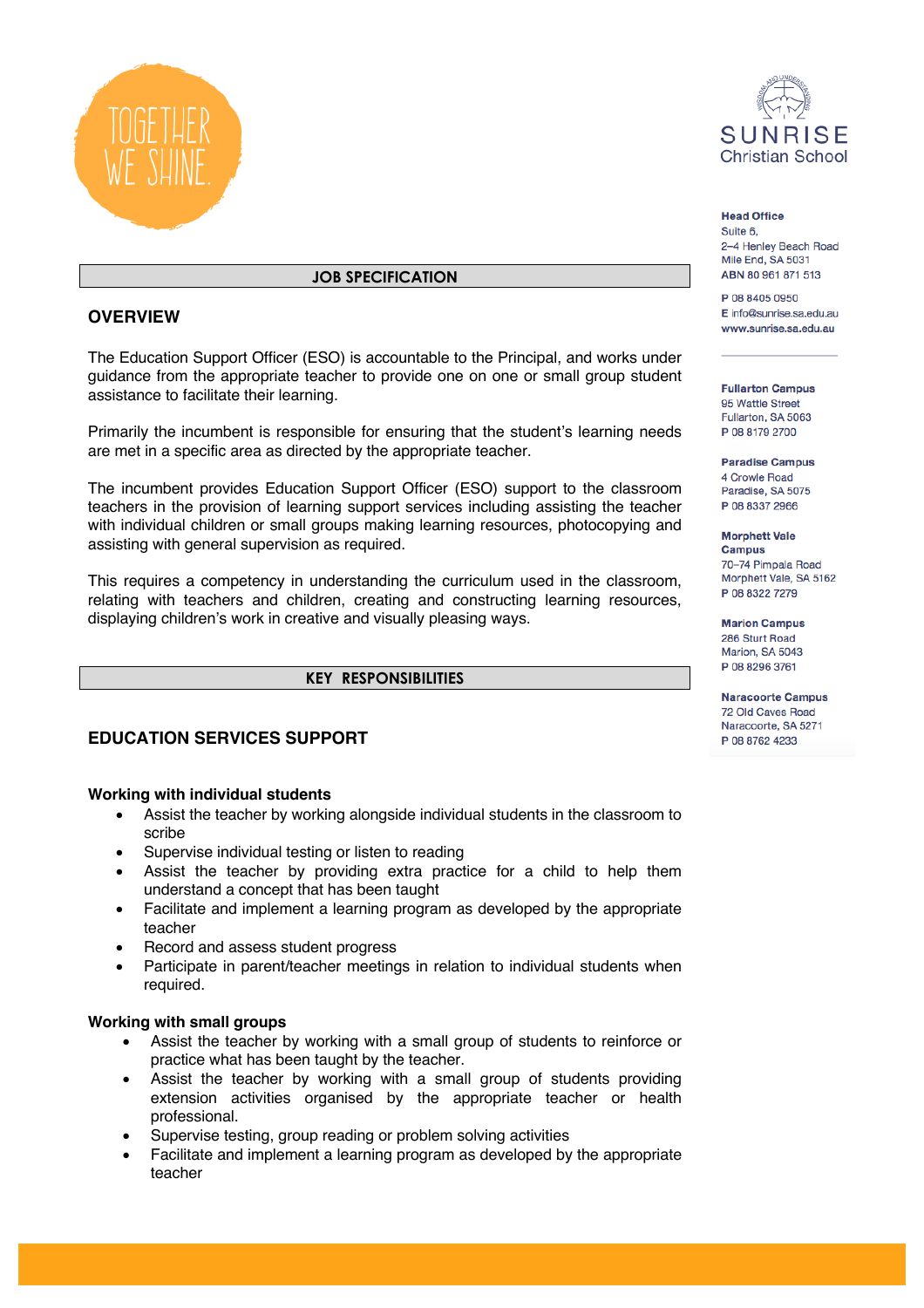## JOB SPECIFICATION

### OVERVIEW

The Education Support Officer (ESO) is accountable to the Principal, and works under guidance from the appropriate teacher to provide one on one or small group student assistance to facilitate their learning.

Primarily the incumbent is responsible for ensuring that the student's learning needs are met in a specific area as directed by the appropriate teacher.

The incumbent provides Education Support Officer (ESO) support to the classroom teachers in the provision of learning support services including assisting the teacher with individual children or small groups making learning resources, photocopying and assisting with general supervision as required.

This requires a competency in understanding the curriculum used in the classroom, relating with teachers and children, creating and constructing learning resources, displaying children's work in creative and visually pleasing ways.

## KEY RESPONSIBILITIES

### EDUCATION SERVICES SUPPORT

**Working with individual students**

- Assist the teacher by working alongside individual students in the classroom to scribe
- Supervise individual testing or listen to reading
- Assist the teacher by providing extra practice for a child to help them understand a concept that has been taught
- Facilitate and implement a learning program as developed by the appropriate teacher
- Record and assess student progress
- Participate in parent/teacher meetings in relation to individual students when required.

**Working with small groups**

- Assist the teacher by working with a small group of students to reinforce or practice what has been taught by the teacher.
- Assist the teacher by working with a small group of students providing extension activities organised by the appropriate teacher or health professional.
- Supervise testing, group reading or problem solving activities
- Facilitate and implement a learning program as developed by the appropriate teacher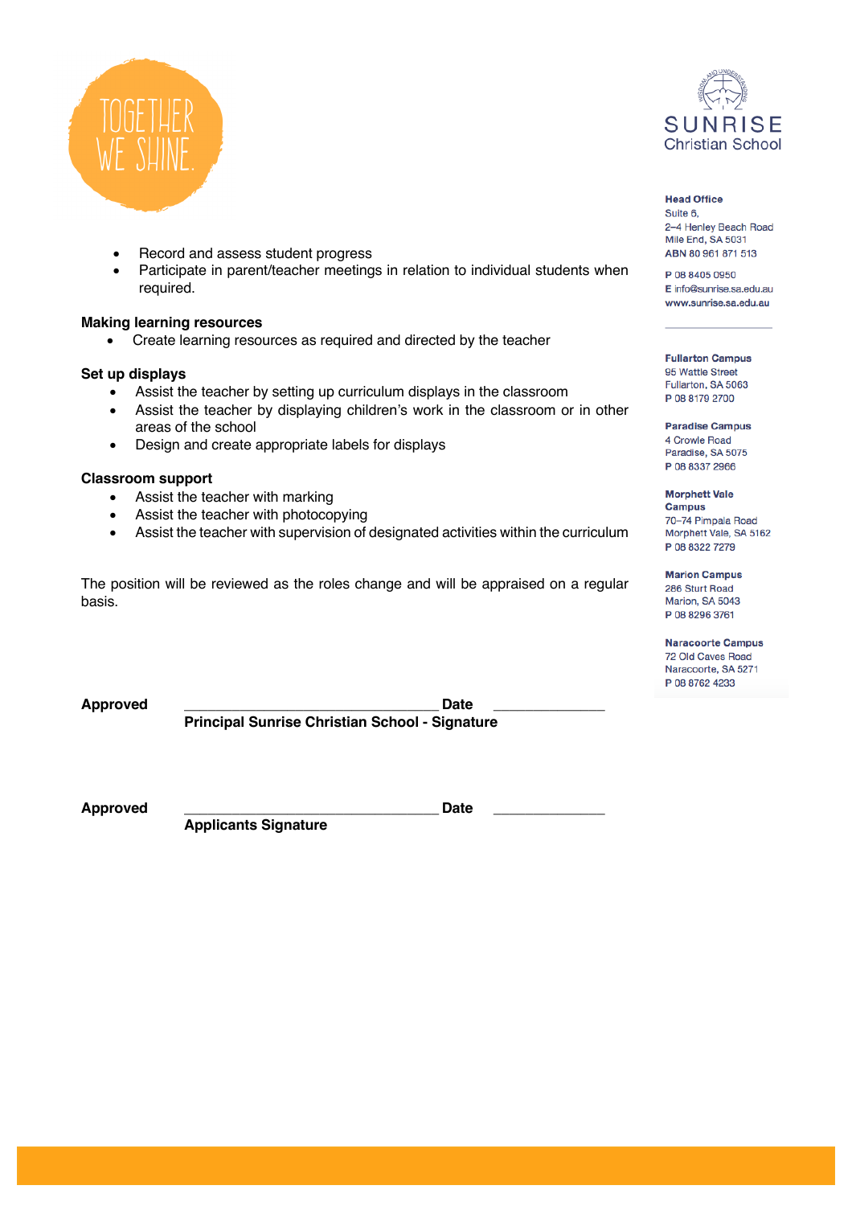- Record and assess student progress
- Participate in parent/teacher meetings in relation to individual students when required.

**Making learning resources**

- Create learning resources as required and directed by the teacher

**Set up displays**

- Assist the teacher by setting up curriculum displays in the classroom
- Assist the teacher by displaying children's work in the classroom or in other areas of the school
- Design and create appropriate labels for displays

**Classroom support**

- Assist the teacher with marking
- Assist the teacher with photocopying
- Assist the teacher with supervision of designated activities within the curriculum

The position will be reviewed as the roles change and will be appraised on a regular basis.

**Approved** ________________________________ **Date** ______________
**Principal Sunrise Christian School - Signature**

**Approved** ________________________________ **Date** ______________
**Applicants Signature**

**Head Office**
Suite 6,
2–4 Henley Beach Road
Mile End, SA 5031
ABN 80 961 871 513

P 08 8405 0950
E info@sunrise.sa.edu.au
www.sunrise.sa.edu.au

**Fullarton Campus**
95 Wattle Street
Fullarton, SA 5063
P 08 8179 2700

**Paradise Campus**
4 Crowle Road
Paradise, SA 5075
P 08 8337 2966

**Morphett Vale Campus**
70–74 Pimpala Road
Morphett Vale, SA 5162
P 08 8322 7279

**Marion Campus**
286 Sturt Road
Marion, SA 5043
P 08 8296 3761

**Naracoorte Campus**
72 Old Caves Road
Naracoorte, SA 5271
P 08 8762 4233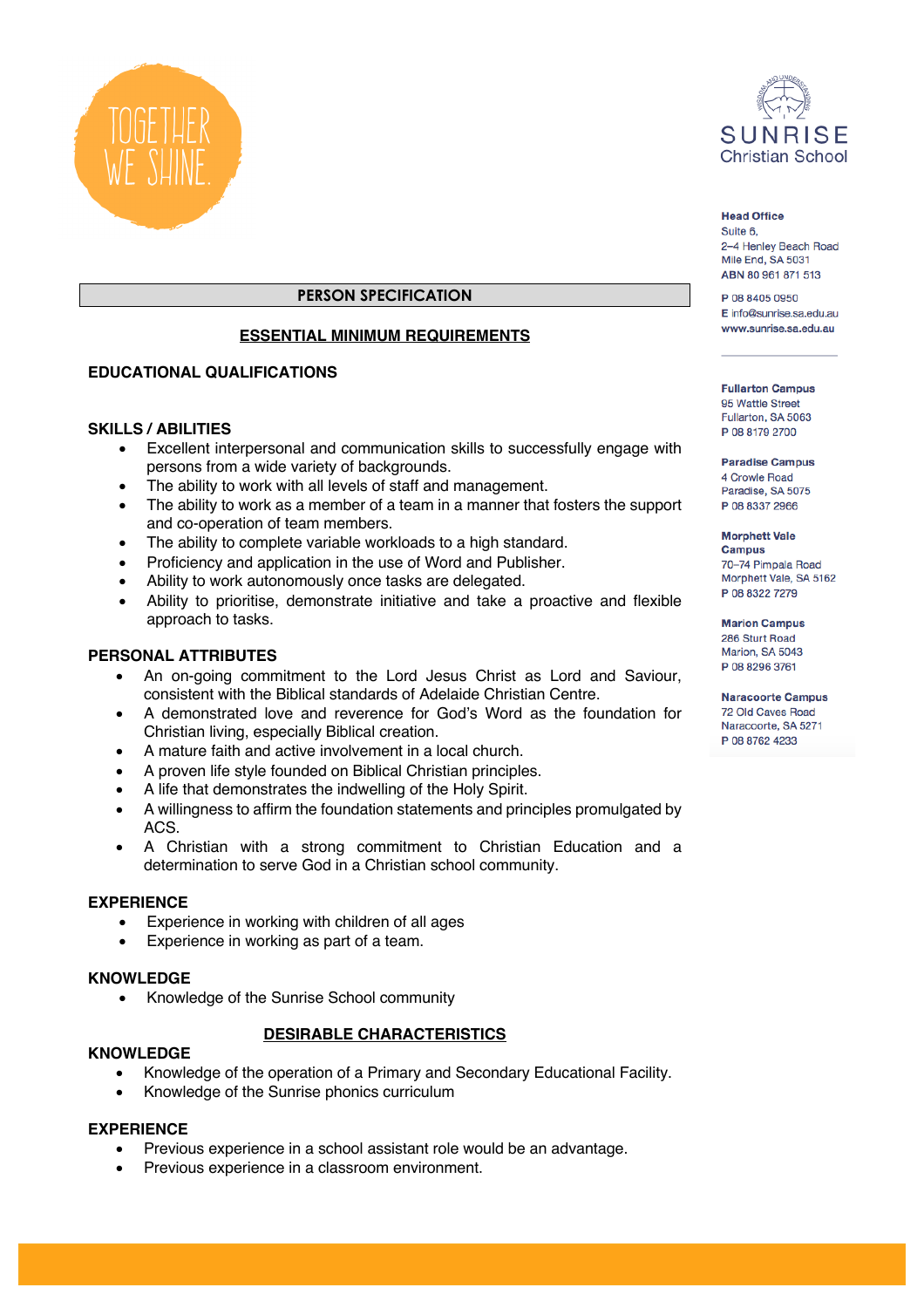TOGETHER WE SHINE.

SUNRISE Christian School

**Head Office**
Suite 6,
2–4 Henley Beach Road
Mile End, SA 5031
ABN 80 961 871 513

P 08 8405 0950
E info@sunrise.sa.edu.au
www.sunrise.sa.edu.au

**Fullarton Campus**
95 Wattle Street
Fullarton, SA 5063
P 08 8179 2700

**Paradise Campus**
4 Crowle Road
Paradise, SA 5075
P 08 8337 2966

**Morphett Vale Campus**
70–74 Pimpala Road
Morphett Vale, SA 5162
P 08 8322 7279

**Marion Campus**
286 Sturt Road
Marion, SA 5043
P 08 8296 3761

**Naracoorte Campus**
72 Old Caves Road
Naracoorte, SA 5271
P 08 8762 4233

## PERSON SPECIFICATION

### ESSENTIAL MINIMUM REQUIREMENTS

#### EDUCATIONAL QUALIFICATIONS

#### SKILLS / ABILITIES

- Excellent interpersonal and communication skills to successfully engage with persons from a wide variety of backgrounds.
- The ability to work with all levels of staff and management.
- The ability to work as a member of a team in a manner that fosters the support and co-operation of team members.
- The ability to complete variable workloads to a high standard.
- Proficiency and application in the use of Word and Publisher.
- Ability to work autonomously once tasks are delegated.
- Ability to prioritise, demonstrate initiative and take a proactive and flexible approach to tasks.

#### PERSONAL ATTRIBUTES

- An on-going commitment to the Lord Jesus Christ as Lord and Saviour, consistent with the Biblical standards of Adelaide Christian Centre.
- A demonstrated love and reverence for God's Word as the foundation for Christian living, especially Biblical creation.
- A mature faith and active involvement in a local church.
- A proven life style founded on Biblical Christian principles.
- A life that demonstrates the indwelling of the Holy Spirit.
- A willingness to affirm the foundation statements and principles promulgated by ACS.
- A Christian with a strong commitment to Christian Education and a determination to serve God in a Christian school community.

#### EXPERIENCE

- Experience in working with children of all ages
- Experience in working as part of a team.

#### KNOWLEDGE

- Knowledge of the Sunrise School community

### DESIRABLE CHARACTERISTICS

#### KNOWLEDGE

- Knowledge of the operation of a Primary and Secondary Educational Facility.
- Knowledge of the Sunrise phonics curriculum

#### EXPERIENCE

- Previous experience in a school assistant role would be an advantage.
- Previous experience in a classroom environment.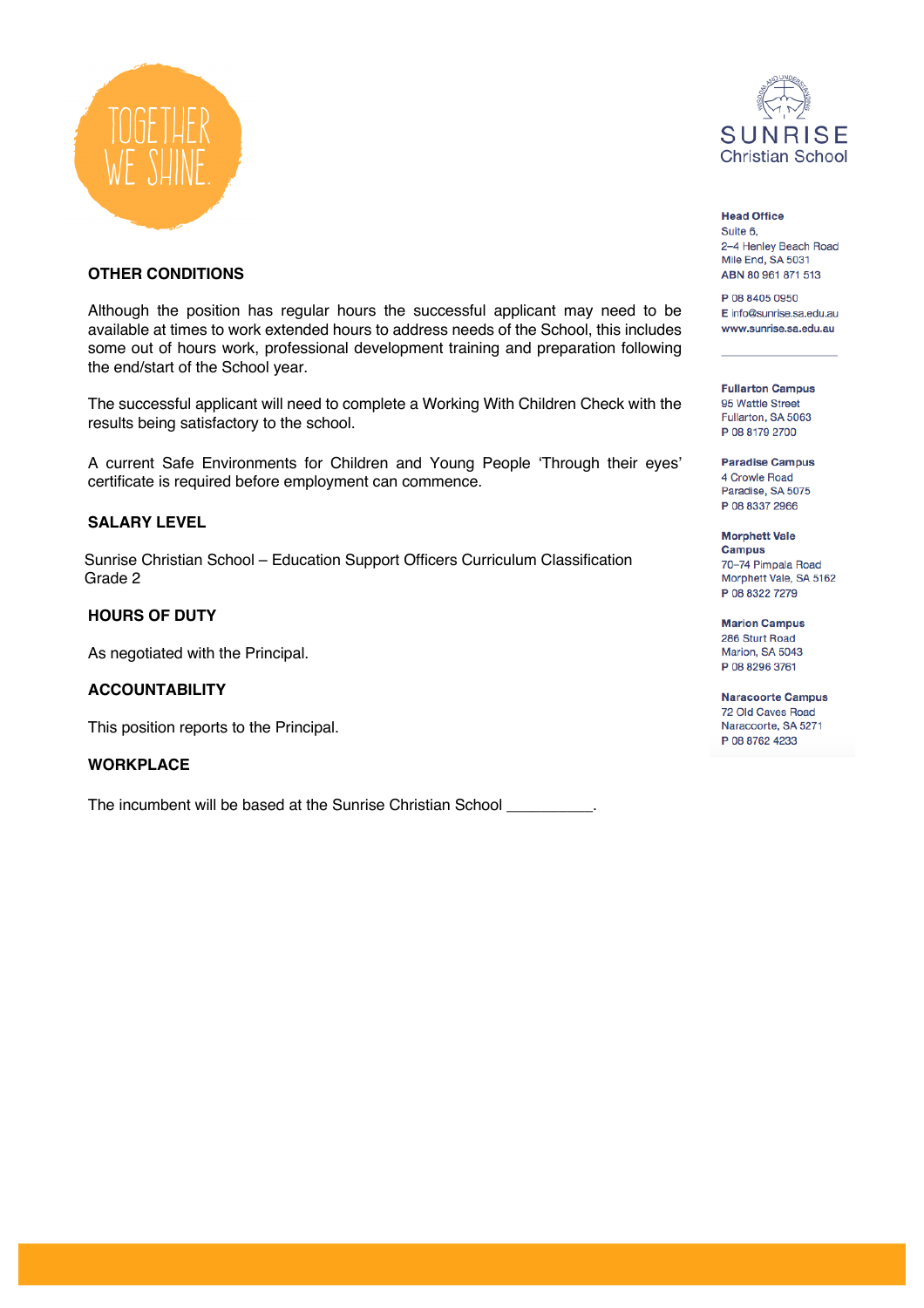## OTHER CONDITIONS

Although the position has regular hours the successful applicant may need to be available at times to work extended hours to address needs of the School, this includes some out of hours work, professional development training and preparation following the end/start of the School year.

The successful applicant will need to complete a Working With Children Check with the results being satisfactory to the school.

A current Safe Environments for Children and Young People 'Through their eyes' certificate is required before employment can commence.

## SALARY LEVEL

Sunrise Christian School – Education Support Officers Curriculum Classification Grade 2

## HOURS OF DUTY

As negotiated with the Principal.

## ACCOUNTABILITY

This position reports to the Principal.

## WORKPLACE

The incumbent will be based at the Sunrise Christian School __________.

**Head Office**
Suite 6,
2–4 Henley Beach Road
Mile End, SA 5031
ABN 80 961 871 513

P 08 8405 0950
E info@sunrise.sa.edu.au
www.sunrise.sa.edu.au

**Fullarton Campus**
95 Wattle Street
Fullarton, SA 5063
P 08 8179 2700

**Paradise Campus**
4 Crowle Road
Paradise, SA 5075
P 08 8337 2966

**Morphett Vale Campus**
70–74 Pimpala Road
Morphett Vale, SA 5162
P 08 8322 7279

**Marion Campus**
286 Sturt Road
Marion, SA 5043
P 08 8296 3761

**Naracoorte Campus**
72 Old Caves Road
Naracoorte, SA 5271
P 08 8762 4233